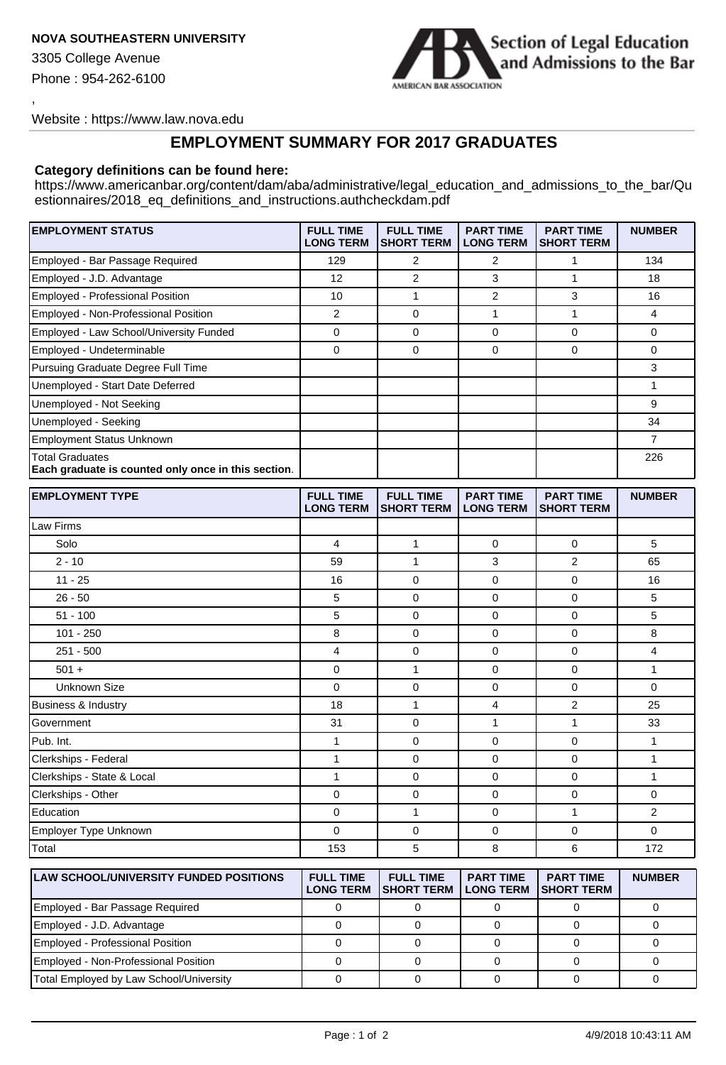**NOVA SOUTHEASTERN UNIVERSITY**

3305 College Avenue

Phone : 954-262-6100

,

Website : https://www.law.nova.edu

## EMPLOYMENT SUMMARY FOR 2017 GRADUATES

**Category definitions can be found here:**

https://www.americanbar.org/content/dam/aba/administrative/legal_education_and_admissions_to_the_bar/Questionnaires/2018_eq_definitions_and_instructions.authcheckdam.pdf

| EMPLOYMENT STATUS | FULL TIME LONG TERM | FULL TIME SHORT TERM | PART TIME LONG TERM | PART TIME SHORT TERM | NUMBER |
|---|---|---|---|---|---|
| Employed - Bar Passage Required | 129 | 2 | 2 | 1 | 134 |
| Employed - J.D. Advantage | 12 | 2 | 3 | 1 | 18 |
| Employed - Professional Position | 10 | 1 | 2 | 3 | 16 |
| Employed - Non-Professional Position | 2 | 0 | 1 | 1 | 4 |
| Employed - Law School/University Funded | 0 | 0 | 0 | 0 | 0 |
| Employed - Undeterminable | 0 | 0 | 0 | 0 | 0 |
| Pursuing Graduate Degree Full Time | | | | | 3 |
| Unemployed - Start Date Deferred | | | | | 1 |
| Unemployed - Not Seeking | | | | | 9 |
| Unemployed - Seeking | | | | | 34 |
| Employment Status Unknown | | | | | 7 |
| Total Graduates **Each graduate is counted only once in this section**. | | | | | 226 |

| EMPLOYMENT TYPE | FULL TIME LONG TERM | FULL TIME SHORT TERM | PART TIME LONG TERM | PART TIME SHORT TERM | NUMBER |
|---|---|---|---|---|---|
| Law Firms | | | | | |
| Solo | 4 | 1 | 0 | 0 | 5 |
| 2 - 10 | 59 | 1 | 3 | 2 | 65 |
| 11 - 25 | 16 | 0 | 0 | 0 | 16 |
| 26 - 50 | 5 | 0 | 0 | 0 | 5 |
| 51 - 100 | 5 | 0 | 0 | 0 | 5 |
| 101 - 250 | 8 | 0 | 0 | 0 | 8 |
| 251 - 500 | 4 | 0 | 0 | 0 | 4 |
| 501 + | 0 | 1 | 0 | 0 | 1 |
| Unknown Size | 0 | 0 | 0 | 0 | 0 |
| Business & Industry | 18 | 1 | 4 | 2 | 25 |
| Government | 31 | 0 | 1 | 1 | 33 |
| Pub. Int. | 1 | 0 | 0 | 0 | 1 |
| Clerkships - Federal | 1 | 0 | 0 | 0 | 1 |
| Clerkships - State & Local | 1 | 0 | 0 | 0 | 1 |
| Clerkships - Other | 0 | 0 | 0 | 0 | 0 |
| Education | 0 | 1 | 0 | 1 | 2 |
| Employer Type Unknown | 0 | 0 | 0 | 0 | 0 |
| Total | 153 | 5 | 8 | 6 | 172 |

| LAW SCHOOL/UNIVERSITY FUNDED POSITIONS | FULL TIME LONG TERM | FULL TIME SHORT TERM | PART TIME LONG TERM | PART TIME SHORT TERM | NUMBER |
|---|---|---|---|---|---|
| Employed - Bar Passage Required | 0 | 0 | 0 | 0 | 0 |
| Employed - J.D. Advantage | 0 | 0 | 0 | 0 | 0 |
| Employed - Professional Position | 0 | 0 | 0 | 0 | 0 |
| Employed - Non-Professional Position | 0 | 0 | 0 | 0 | 0 |
| Total Employed by Law School/University | 0 | 0 | 0 | 0 | 0 |

4/9/2018 10:43:11 AM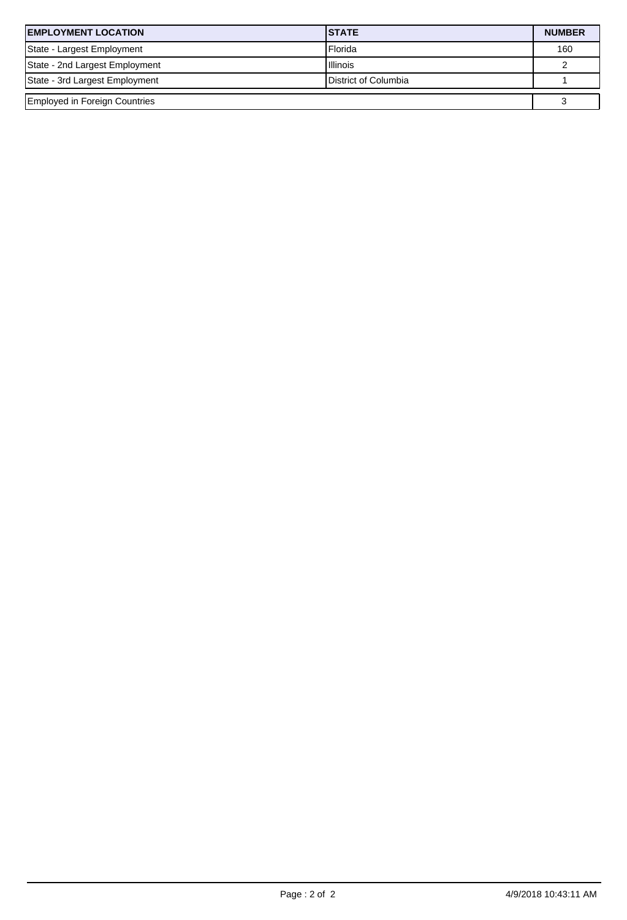| EMPLOYMENT LOCATION | STATE | NUMBER |
| --- | --- | --- |
| State - Largest Employment | Florida | 160 |
| State - 2nd Largest Employment | Illinois | 2 |
| State - 3rd Largest Employment | District of Columbia | 1 |
| Employed in Foreign Countries | | 3 |